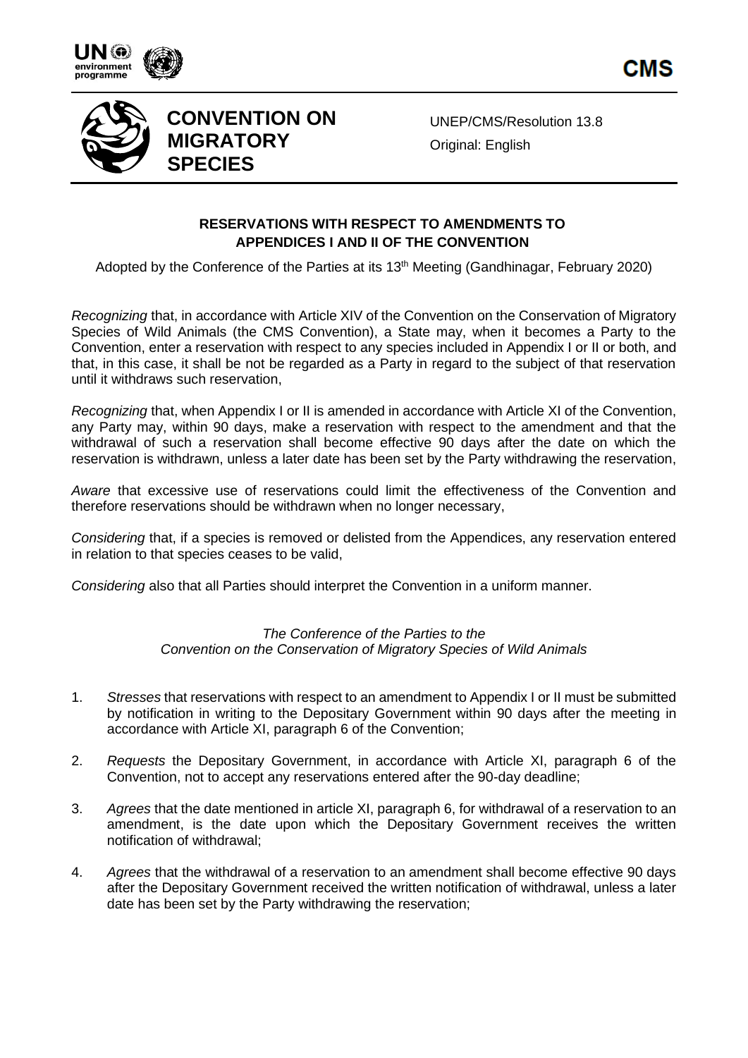**CONVENTION ON MIGRATORY SPECIES**

UNEP/CMS/Resolution 13.8
Original: English

## RESERVATIONS WITH RESPECT TO AMENDMENTS TO APPENDICES I AND II OF THE CONVENTION

Adopted by the Conference of the Parties at its 13th Meeting (Gandhinagar, February 2020)

*Recognizing* that, in accordance with Article XIV of the Convention on the Conservation of Migratory Species of Wild Animals (the CMS Convention), a State may, when it becomes a Party to the Convention, enter a reservation with respect to any species included in Appendix I or II or both, and that, in this case, it shall be not be regarded as a Party in regard to the subject of that reservation until it withdraws such reservation,

*Recognizing* that, when Appendix I or II is amended in accordance with Article XI of the Convention, any Party may, within 90 days, make a reservation with respect to the amendment and that the withdrawal of such a reservation shall become effective 90 days after the date on which the reservation is withdrawn, unless a later date has been set by the Party withdrawing the reservation,

*Aware* that excessive use of reservations could limit the effectiveness of the Convention and therefore reservations should be withdrawn when no longer necessary,

*Considering* that, if a species is removed or delisted from the Appendices, any reservation entered in relation to that species ceases to be valid,

*Considering* also that all Parties should interpret the Convention in a uniform manner.

*The Conference of the Parties to the Convention on the Conservation of Migratory Species of Wild Animals*

1. *Stresses* that reservations with respect to an amendment to Appendix I or II must be submitted by notification in writing to the Depositary Government within 90 days after the meeting in accordance with Article XI, paragraph 6 of the Convention;

2. *Requests* the Depositary Government, in accordance with Article XI, paragraph 6 of the Convention, not to accept any reservations entered after the 90-day deadline;

3. *Agrees* that the date mentioned in article XI, paragraph 6, for withdrawal of a reservation to an amendment, is the date upon which the Depositary Government receives the written notification of withdrawal;

4. *Agrees* that the withdrawal of a reservation to an amendment shall become effective 90 days after the Depositary Government received the written notification of withdrawal, unless a later date has been set by the Party withdrawing the reservation;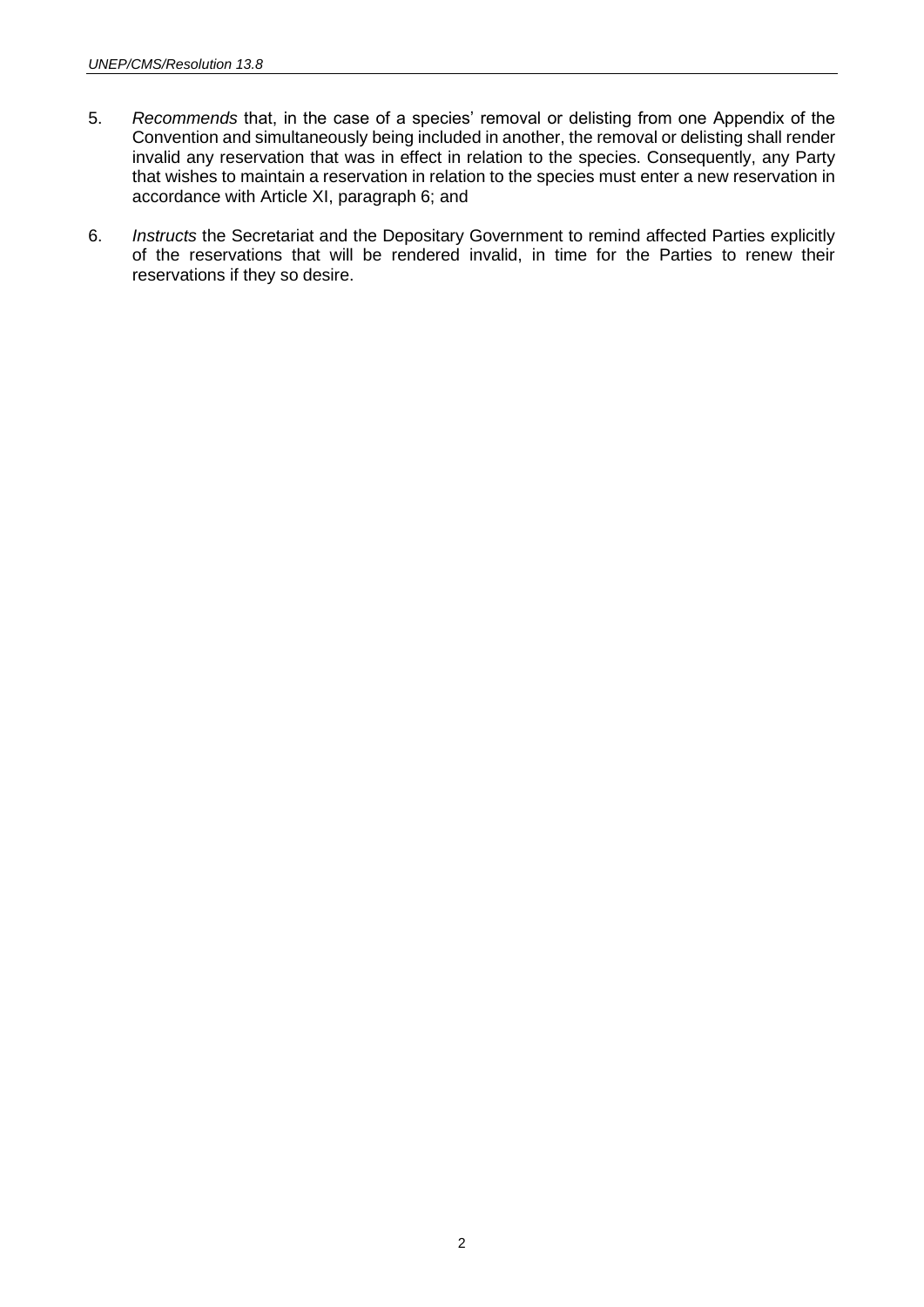5. *Recommends* that, in the case of a species' removal or delisting from one Appendix of the Convention and simultaneously being included in another, the removal or delisting shall render invalid any reservation that was in effect in relation to the species. Consequently, any Party that wishes to maintain a reservation in relation to the species must enter a new reservation in accordance with Article XI, paragraph 6; and

6. *Instructs* the Secretariat and the Depositary Government to remind affected Parties explicitly of the reservations that will be rendered invalid, in time for the Parties to renew their reservations if they so desire.